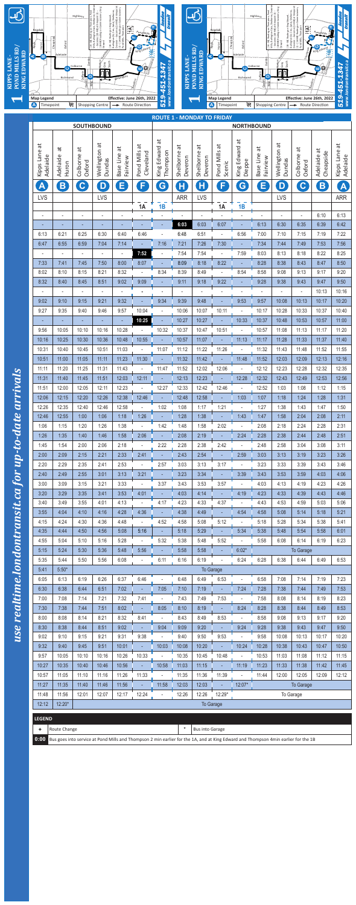# 1 KIPPS LANE- POND MILLS RD/ KING EDWARD

**Effective: June 26th, 2022**

**519-451-1347** www.londontransit.ca

Map Legend: Ⓐ Timepoint | Shopping Centre | → Route Direction

*use realtime.londontransit.ca for up-to-date arrivals*

## ROUTE 1 - MONDAY TO FRIDAY

| SOUTHBOUND | | | | | | | | NORTHBOUND | | | | | | | |
|---|---|---|---|---|---|---|---|---|---|---|---|---|---|---|---|
| Kipps Lane at Adelaide | Adelaide at Huron | Colborne at Oxford | Wellington at Dundas | Base Line at Fairview | Pond Mills at Cleveland | King Edward at Thompson | Shelborne at Deveron | Shelborne at Deveron | Pond Mills at Scenic | King Edward at Dieppe | Base Line at Fairview | Wellington at Dundas | Colborne at Oxford | Adelaide at Cheapside | Kipps Lane at Adelaide |
| A | B | C | D | E | F | G | H | H | F | G | E | D | C | B | A |
| LVS | | | LVS | | | | ARR | LVS | | | | LVS | | | ARR |
| | | | | | 1A | 1B | | | 1A | 1B | | | | | |
| - | - | - | - | - | - | - | - | - | - | - | - | - | - | 6:10 | 6:13 |
| - | - | - | - | - | - | - | 6:03 | 6:03 | 6:07 | - | 6:13 | 6:30 | 6:35 | 6:39 | 6:42 |
| 6:13 | 6:21 | 6:25 | 6:30 | 6:40 | 6:46 | - | 6:48 | 6:51 | - | 6:56 | 7:00 | 7:10 | 7:15 | 7:19 | 7:22 |
| 6:47 | 6:55 | 6:59 | 7:04 | 7:14 | - | 7:16 | 7:21 | 7:26 | 7:30 | - | 7:34 | 7:44 | 7:49 | 7:53 | 7:56 |
| - | - | - | - | - | 7:52 | - | 7:54 | 7:54 | - | 7:59 | 8:03 | 8:13 | 8:18 | 8:22 | 8:25 |
| 7:33 | 7:41 | 7:45 | 7:50 | 8:00 | 8:07 | - | 8:09 | 8:18 | 8:22 | - | 8:28 | 8:38 | 8:43 | 8:47 | 8:50 |
| 8:02 | 8:10 | 8:15 | 8:21 | 8:32 | - | 8:34 | 8:39 | 8:49 | - | 8:54 | 8:58 | 9:08 | 9:13 | 9:17 | 9:20 |
| 8:32 | 8:40 | 8:45 | 8:51 | 9:02 | 9:09 | - | 9:11 | 9:18 | 9:22 | - | 9:28 | 9:38 | 9:43 | 9:47 | 9:50 |
| - | - | - | - | - | - | - | - | - | - | - | - | - | - | 10:13 | 10:16 |
| 9:02 | 9:10 | 9:15 | 9:21 | 9:32 | - | 9:34 | 9:39 | 9:48 | - | 9:53 | 9:57 | 10:08 | 10:13 | 10:17 | 10:20 |
| 9:27 | 9:35 | 9:40 | 9:46 | 9:57 | 10:04 | - | 10:06 | 10:07 | 10:11 | - | 10:17 | 10:28 | 10:33 | 10:37 | 10:40 |
| - | - | - | - | - | 10:25 | - | 10:27 | 10:27 | - | 10:33 | 10:37 | 10:48 | 10:53 | 10:57 | 11:00 |
| 9:56 | 10:05 | 10:10 | 10:16 | 10:28 | - | 10:32 | 10:37 | 10:47 | 10:51 | - | 10:57 | 11:08 | 11:13 | 11:17 | 11:20 |
| 10:16 | 10:25 | 10:30 | 10:36 | 10:48 | 10:55 | - | 10:57 | 11:07 | - | 11:13 | 11:17 | 11:28 | 11:33 | 11:37 | 11:40 |
| 10:31 | 10:40 | 10:45 | 10:51 | 11:03 | - | 11:07 | 11:12 | 11:22 | 11:26 | - | 11:32 | 11:43 | 11:48 | 11:52 | 11:55 |
| 10:51 | 11:00 | 11:05 | 11:11 | 11:23 | 11:30 | - | 11:32 | 11:42 | - | 11:48 | 11:52 | 12:03 | 12:09 | 12:13 | 12:16 |
| 11:11 | 11:20 | 11:25 | 11:31 | 11:43 | - | 11:47 | 11:52 | 12:02 | 12:06 | - | 12:12 | 12:23 | 12:28 | 12:32 | 12:35 |
| 11:31 | 11:40 | 11:45 | 11:51 | 12:03 | 12:11 | - | 12:13 | 12:23 | - | 12:28 | 12:32 | 12:43 | 12:49 | 12:53 | 12:56 |
| 11:51 | 12:00 | 12:05 | 12:11 | 12:23 | - | 12:27 | 12:33 | 12:42 | 12:46 | - | 12:52 | 1:03 | 1:08 | 1:12 | 1:15 |
| 12:06 | 12:15 | 12:20 | 12:26 | 12:38 | 12:46 | - | 12:48 | 12:58 | - | 1:03 | 1:07 | 1:18 | 1:24 | 1:28 | 1:31 |
| 12:26 | 12:35 | 12:40 | 12:46 | 12:58 | - | 1:02 | 1:08 | 1:17 | 1:21 | - | 1:27 | 1:38 | 1:43 | 1:47 | 1:50 |
| 12:46 | 12:55 | 1:00 | 1:06 | 1:18 | 1:26 | - | 1:28 | 1:38 | - | 1:43 | 1:47 | 1:58 | 2:04 | 2:08 | 2:11 |
| 1:06 | 1:15 | 1:20 | 1:26 | 1:38 | - | 1:42 | 1:48 | 1:58 | 2:02 | - | 2:08 | 2:18 | 2:24 | 2:28 | 2:31 |
| 1:26 | 1:35 | 1:40 | 1:46 | 1:58 | 2:06 | - | 2:08 | 2:19 | - | 2:24 | 2:28 | 2:38 | 2:44 | 2:48 | 2:51 |
| 1:45 | 1:54 | 2:00 | 2:06 | 2:18 | - | 2:22 | 2:28 | 2:38 | 2:42 | - | 2:48 | 2:58 | 3:04 | 3:08 | 3:11 |
| 2:00 | 2:09 | 2:15 | 2:21 | 2:33 | 2:41 | - | 2:43 | 2:54 | - | 2:59 | 3:03 | 3:13 | 3:19 | 3:23 | 3:26 |
| 2:20 | 2:29 | 2:35 | 2:41 | 2:53 | - | 2:57 | 3:03 | 3:13 | 3:17 | - | 3:23 | 3:33 | 3:39 | 3:43 | 3:46 |
| 2:40 | 2:49 | 2:55 | 3:01 | 3:13 | 3:21 | - | 3:23 | 3:34 | - | 3:39 | 3:43 | 3:53 | 3:59 | 4:03 | 4:06 |
| 3:00 | 3:09 | 3:15 | 3:21 | 3:33 | - | 3:37 | 3:43 | 3:53 | 3:57 | - | 4:03 | 4:13 | 4:19 | 4:23 | 4:26 |
| 3:20 | 3:29 | 3:35 | 3:41 | 3:53 | 4:01 | - | 4:03 | 4:14 | - | 4:19 | 4:23 | 4:33 | 4:39 | 4:43 | 4:46 |
| 3:40 | 3:49 | 3:55 | 4:01 | 4:13 | - | 4:17 | 4:23 | 4:33 | 4:37 | - | 4:43 | 4:53 | 4:59 | 5:03 | 5:06 |
| 3:55 | 4:04 | 4:10 | 4:16 | 4:28 | 4:36 | - | 4:38 | 4:49 | - | 4:54 | 4:58 | 5:08 | 5:14 | 5:18 | 5:21 |
| 4:15 | 4:24 | 4:30 | 4:36 | 4:48 | - | 4:52 | 4:58 | 5:08 | 5:12 | - | 5:18 | 5:28 | 5:34 | 5:38 | 5:41 |
| 4:35 | 4:44 | 4:50 | 4:56 | 5:08 | 5:16 | - | 5:18 | 5:29 | - | 5:34 | 5:38 | 5:48 | 5:54 | 5:58 | 6:01 |
| 4:55 | 5:04 | 5:10 | 5:16 | 5:28 | - | 5:32 | 5:38 | 5:48 | 5:52 | - | 5:58 | 6:08 | 6:14 | 6:19 | 6:23 |
| 5:15 | 5:24 | 5:30 | 5:36 | 5:48 | 5:56 | - | 5:58 | 5:58 | - | 6:02* | To Garage | | | | |
| 5:35 | 5:44 | 5:50 | 5:56 | 6:08 | - | 6:11 | 6:16 | 6:19 | - | 6:24 | 6:28 | 6:38 | 6:44 | 6:49 | 6:53 |
| 5:41 | 5:50* | To Garage | | | | | | | | | | | | | |
| 6:05 | 6:13 | 6:19 | 6:26 | 6:37 | 6:46 | - | 6:48 | 6:49 | 6:53 | - | 6:58 | 7:08 | 7:14 | 7:19 | 7:23 |
| 6:30 | 6:38 | 6:44 | 6:51 | 7:02 | - | 7:05 | 7:10 | 7:19 | - | 7:24 | 7:28 | 7:38 | 7:44 | 7:49 | 7:53 |
| 7:00 | 7:08 | 7:14 | 7:21 | 7:32 | 7:41 | - | 7:43 | 7:49 | 7:53 | - | 7:58 | 8:08 | 8:14 | 8:19 | 8:23 |
| 7:30 | 7:38 | 7:44 | 7:51 | 8:02 | - | 8:05 | 8:10 | 8:19 | - | 8:24 | 8:28 | 8:38 | 8:44 | 8:49 | 8:53 |
| 8:00 | 8:08 | 8:14 | 8:21 | 8:32 | 8:41 | - | 8:43 | 8:49 | 8:53 | - | 8:58 | 9:08 | 9:13 | 9:17 | 9:20 |
| 8:30 | 8:38 | 8:44 | 8:51 | 9:02 | - | 9:04 | 9:09 | 9:20 | - | 9:24 | 9:28 | 9:38 | 9:43 | 9:47 | 9:50 |
| 9:02 | 9:10 | 9:15 | 9:21 | 9:31 | 9:38 | - | 9:40 | 9:50 | 9:53 | - | 9:58 | 10:08 | 10:13 | 10:17 | 10:20 |
| 9:32 | 9:40 | 9:45 | 9:51 | 10:01 | - | 10:03 | 10:08 | 10:20 | - | 10:24 | 10:28 | 10:38 | 10:43 | 10:47 | 10:50 |
| 9:57 | 10:05 | 10:10 | 10:16 | 10:26 | 10:33 | - | 10:35 | 10:45 | 10:48 | - | 10:53 | 11:03 | 11:08 | 11:12 | 11:15 |
| 10:27 | 10:35 | 10:40 | 10:46 | 10:56 | - | 10:58 | 11:03 | 11:15 | - | 11:19 | 11:23 | 11:33 | 11:38 | 11:42 | 11:45 |
| 10:57 | 11:05 | 11:10 | 11:16 | 11:26 | 11:33 | - | 11:35 | 11:36 | 11:39 | - | 11:44 | 12:00 | 12:05 | 12:09 | 12:12 |
| 11:27 | 11:35 | 11:40 | 11:46 | 11:56 | - | 11:58 | 12:03 | 12:03 | - | 12:07* | To Garage | | | | |
| 11:48 | 11:56 | 12:01 | 12:07 | 12:17 | 12:24 | - | 12:26 | 12:26 | 12:29* | To Garage | | | | | |
| 12:12 | 12:20* | To Garage | | | | | | | | | | | | | |

**LEGEND**

| | | | |
|---|---|---|---|
| + | Route Change | * | Bus into Garage |
| 0:00 | Bus goes into service at Pond Mills and Thompson 2 min earlier for the 1A, and at King Edward and Thompson 4min earlier for the 1B | | |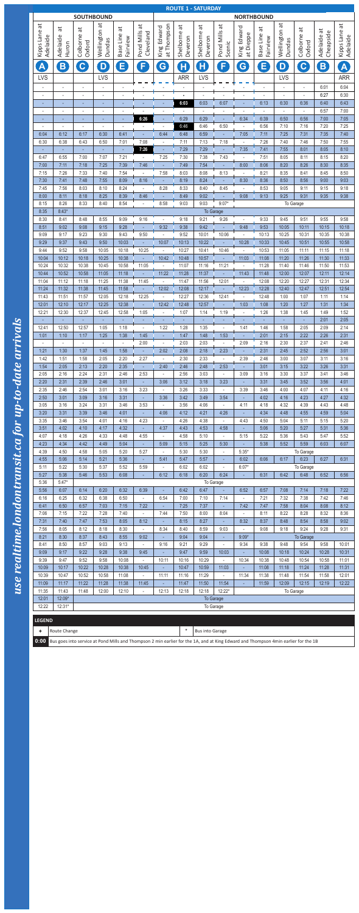# ROUTE 1 - SATURDAY

| SOUTHBOUND | | | | | | | NORTHBOUND | | | | | | | | |
|---|---|---|---|---|---|---|---|---|---|---|---|---|---|---|---|
| Kipps Lane at Adelaide | Adelaide at Huron | Colborne at Oxford | Wellington at Dundas | Base Line at Fairview | Pond Mills at Cleveland | King Edward at Thompson | Shelborne at Deveron | Shelborne at Deveron | Pond Mills at Scenic | King Edward at Dieppe | Base Line at Fairview | Wellington at Dundas | Colborne at Oxford | Adelaide at Cheapside | Kipps Lane at Adelaide |
| A | B | C | D | E | F | G | H | H | F | G | E | D | C | B | A |
| LVS | | | LVS | | | | ARR | LVS | | | | LVS | | | ARR |
| - | - | - | - | - | - | - | - | - | - | - | - | - | - | 6:01 | 6:04 |
| - | - | - | - | - | - | - | - | - | - | - | - | - | - | 6:27 | 6:30 |
| - | - | - | - | - | - | - | 6:03 | 6:03 | 6:07 | - | 6:13 | 6:30 | 6:36 | 6:40 | 6:43 |
| - | - | - | - | - | - | - | - | - | - | - | - | - | - | 6:57 | 7:00 |
| - | - | - | - | - | 6:26 | - | 6:29 | 6:29 | - | 6:34 | 6:39 | 6:50 | 6:56 | 7:00 | 7:05 |
| - | - | - | - | - | - | - | 6:46 | 6:46 | 6:50 | - | 6:56 | 7:10 | 7:16 | 7:20 | 7:25 |
| 6:04 | 6:12 | 6:17 | 6:30 | 6:41 | - | 6:44 | 6:48 | 6:59 | - | 7:05 | 7:11 | 7:25 | 7:31 | 7:35 | 7:40 |
| 6:30 | 6:38 | 6:43 | 6:50 | 7:01 | 7:08 | - | 7:11 | 7:13 | 7:18 | - | 7:26 | 7:40 | 7:46 | 7:50 | 7:55 |
| - | - | - | - | - | 7:26 | - | 7:29 | 7:29 | - | 7:35 | 7:41 | 7:55 | 8:01 | 8:05 | 8:10 |
| 6:47 | 6:55 | 7:00 | 7:07 | 7:21 | - | 7:25 | 7:30 | 7:38 | 7:43 | - | 7:51 | 8:05 | 8:11 | 8:15 | 8:20 |
| 7:00 | 7:11 | 7:18 | 7:25 | 7:39 | 7:46 | - | 7:49 | 7:54 | - | 8:00 | 8:06 | 8:20 | 8:26 | 8:30 | 8:35 |
| 7:15 | 7:26 | 7:33 | 7:40 | 7:54 | - | 7:58 | 8:03 | 8:08 | 8:13 | - | 8:21 | 8:35 | 8:41 | 8:45 | 8:50 |
| 7:30 | 7:41 | 7:48 | 7:55 | 8:09 | 8:16 | - | 8:19 | 8:24 | - | 8:30 | 8:36 | 8:50 | 8:56 | 9:00 | 9:03 |
| 7:45 | 7:56 | 8:03 | 8:10 | 8:24 | - | 8:28 | 8:33 | 8:40 | 8:45 | - | 8:53 | 9:05 | 9:11 | 9:15 | 9:18 |
| 8:00 | 8:11 | 8:18 | 8:25 | 8:39 | 8:46 | - | 8:49 | 9:02 | - | 9:08 | 9:13 | 9:25 | 9:31 | 9:35 | 9:38 |
| 8:15 | 8:26 | 8:33 | 8:40 | 8:54 | - | 8:58 | 9:03 | 9:03 | 9:07* | | | To Garage | | | |
| 8:35 | 8:43* | | | | | | | To Garage | | | | | | | |
| 8:30 | 8:41 | 8:48 | 8:55 | 9:09 | 9:16 | - | 9:18 | 9:21 | 9:26 | - | 9:33 | 9:45 | 9:51 | 9:55 | 9:58 |
| 8:51 | 9:02 | 9:08 | 9:15 | 9:28 | - | 9:32 | 9:38 | 9:42 | - | 9:48 | 9:53 | 10:05 | 10:11 | 10:15 | 10:18 |
| 9:09 | 9:17 | 9:23 | 9:30 | 9:43 | 9:50 | - | 9:52 | 10:01 | 10:06 | - | 10:13 | 10:25 | 10:31 | 10:35 | 10:38 |
| 9:29 | 9:37 | 9:43 | 9:50 | 10:03 | - | 10:07 | 10:13 | 10:22 | - | 10:28 | 10:33 | 10:45 | 10:51 | 10:55 | 10:58 |
| 9:44 | 9:52 | 9:58 | 10:05 | 10:18 | 10:25 | - | 10:27 | 10:41 | 10:46 | - | 10:53 | 11:05 | 11:11 | 11:15 | 11:18 |
| 10:04 | 10:12 | 10:18 | 10:25 | 10:38 | - | 10:42 | 10:48 | 10:57 | - | 11:03 | 11:08 | 11:20 | 11:26 | 11:30 | 11:33 |
| 10:24 | 10:32 | 10:38 | 10:45 | 10:58 | 11:05 | - | 11:07 | 11:16 | 11:21 | - | 11:28 | 11:40 | 11:46 | 11:50 | 11:53 |
| 10:44 | 10:52 | 10:58 | 11:05 | 11:18 | - | 11:22 | 11:28 | 11:37 | - | 11:43 | 11:48 | 12:00 | 12:07 | 12:11 | 12:14 |
| 11:04 | 11:12 | 11:18 | 11:25 | 11:38 | 11:45 | - | 11:47 | 11:56 | 12:01 | - | 12:08 | 12:20 | 12:27 | 12:31 | 12:34 |
| 11:24 | 11:32 | 11:38 | 11:45 | 11:58 | - | 12:02 | 12:08 | 12:17 | - | 12:23 | 12:28 | 12:40 | 12:47 | 12:51 | 12:54 |
| 11:43 | 11:51 | 11:57 | 12:05 | 12:18 | 12:25 | - | 12:27 | 12:36 | 12:41 | - | 12:48 | 1:00 | 1:07 | 1:11 | 1:14 |
| 12:01 | 12:10 | 12:17 | 12:25 | 12:38 | - | 12:42 | 12:48 | 12:57 | - | 1:03 | 1:08 | 1:20 | 1:27 | 1:31 | 1:34 |
| 12:21 | 12:30 | 12:37 | 12:45 | 12:58 | 1:05 | - | 1:07 | 1:14 | 1:19 | - | 1:26 | 1:38 | 1:45 | 1:49 | 1:52 |
| - | - | - | - | - | - | - | - | - | - | - | - | - | - | 2:01 | 2:05 |
| 12:41 | 12:50 | 12:57 | 1:05 | 1:18 | - | 1:22 | 1:28 | 1:35 | - | 1:41 | 1:46 | 1:58 | 2:05 | 2:09 | 2:14 |
| 1:01 | 1:10 | 1:17 | 1:25 | 1:38 | 1:45 | - | 1:47 | 1:48 | 1:53 | - | 2:01 | 2:15 | 2:22 | 2:26 | 2:31 |
| - | - | - | - | - | 2:00 | - | 2:03 | 2:03 | - | 2:09 | 2:16 | 2:30 | 2:37 | 2:41 | 2:46 |
| 1:21 | 1:30 | 1:37 | 1:45 | 1:58 | - | 2:02 | 2:08 | 2:18 | 2:23 | - | 2:31 | 2:45 | 2:52 | 2:56 | 3:01 |
| 1:42 | 1:51 | 1:58 | 2:05 | 2:20 | 2:27 | - | 2:30 | 2:33 | - | 2:39 | 2:46 | 3:00 | 3:07 | 3:11 | 3:16 |
| 1:54 | 2:05 | 2:13 | 2:20 | 2:35 | - | 2:40 | 2:46 | 2:48 | 2:53 | - | 3:01 | 3:15 | 3:22 | 3:26 | 3:31 |
| 2:05 | 2:16 | 2:24 | 2:31 | 2:46 | 2:53 | - | 2:56 | 3:03 | - | 3:09 | 3:16 | 3:30 | 3:37 | 3:41 | 3:46 |
| 2:20 | 2:31 | 2:39 | 2:46 | 3:01 | - | 3:06 | 3:12 | 3:18 | 3:23 | - | 3:31 | 3:45 | 3:52 | 3:56 | 4:01 |
| 2:35 | 2:46 | 2:54 | 3:01 | 3:16 | 3:23 | - | 3:26 | 3:33 | - | 3:39 | 3:46 | 4:00 | 4:07 | 4:11 | 4:16 |
| 2:50 | 3:01 | 3:09 | 3:16 | 3:31 | - | 3:36 | 3:42 | 3:49 | 3:54 | - | 4:02 | 4:16 | 4:23 | 4:27 | 4:32 |
| 3:05 | 3:16 | 3:24 | 3:31 | 3:46 | 3:53 | - | 3:56 | 4:06 | - | 4:11 | 4:18 | 4:32 | 4:39 | 4:43 | 4:48 |
| 3:20 | 3:31 | 3:39 | 3:46 | 4:01 | - | 4:06 | 4:12 | 4:21 | 4:26 | - | 4:34 | 4:48 | 4:55 | 4:59 | 5:04 |
| 3:35 | 3:46 | 3:54 | 4:01 | 4:16 | 4:23 | - | 4:26 | 4:38 | - | 4:43 | 4:50 | 5:04 | 5:11 | 5:15 | 5:20 |
| 3:51 | 4:02 | 4:10 | 4:17 | 4:32 | - | 4:37 | 4:43 | 4:53 | 4:58 | - | 5:06 | 5:20 | 5:27 | 5:31 | 5:36 |
| 4:07 | 4:18 | 4:26 | 4:33 | 4:48 | 4:55 | - | 4:58 | 5:10 | - | 5:15 | 5:22 | 5:36 | 5:43 | 5:47 | 5:52 |
| 4:23 | 4:34 | 4:42 | 4:49 | 5:04 | - | 5:09 | 5:15 | 5:25 | 5:30 | - | 5:38 | 5:52 | 5:59 | 6:03 | 6:07 |
| 4:39 | 4:50 | 4:58 | 5:05 | 5:20 | 5:27 | - | 5:30 | 5:30 | - | 5:35* | | To Garage | | | |
| 4:55 | 5:06 | 5:14 | 5:21 | 5:36 | - | 5:41 | 5:47 | 5:57 | - | 6:02 | 6:06 | 6:17 | 6:23 | 6:27 | 6:31 |
| 5:11 | 5:22 | 5:30 | 5:37 | 5:52 | 5:59 | - | 6:02 | 6:02 | - | 6:07* | | To Garage | | | |
| 5:27 | 5:38 | 5:46 | 5:53 | 6:08 | - | 6:12 | 6:18 | 6:20 | 6:24 | - | 6:31 | 6:42 | 6:48 | 6:52 | 6:56 |
| 5:36 | 5:47* | | | | | | | To Garage | | | | | | | |
| 5:56 | 6:07 | 6:14 | 6:20 | 6:32 | 6:39 | - | 6:42 | 6:47 | - | 6:52 | 6:57 | 7:08 | 7:14 | 7:18 | 7:22 |
| 6:16 | 6:25 | 6:32 | 6:38 | 6:50 | - | 6:54 | 7:00 | 7:10 | 7:14 | - | 7:21 | 7:32 | 7:38 | 7:42 | 7:46 |
| 6:41 | 6:50 | 6:57 | 7:03 | 7:15 | 7:22 | - | 7:25 | 7:37 | - | 7:42 | 7:47 | 7:58 | 8:04 | 8:08 | 8:12 |
| 7:06 | 7:15 | 7:22 | 7:28 | 7:40 | - | 7:44 | 7:50 | 8:00 | 8:04 | - | 8:11 | 8:22 | 8:28 | 8:32 | 8:36 |
| 7:31 | 7:40 | 7:47 | 7:53 | 8:05 | 8:12 | - | 8:15 | 8:27 | - | 8:32 | 8:37 | 8:48 | 8:54 | 8:58 | 9:02 |
| 7:56 | 8:05 | 8:12 | 8:18 | 8:30 | - | 8:34 | 8:40 | 8:59 | 9:03 | - | 9:08 | 9:18 | 9:24 | 9:28 | 9:31 |
| 8:21 | 8:30 | 8:37 | 8:43 | 8:55 | 9:02 | - | 9:04 | 9:04 | - | 9:09* | | To Garage | | | |
| 8:41 | 8:50 | 8:57 | 9:03 | 9:13 | - | 9:16 | 9:21 | 9:29 | - | 9:34 | 9:38 | 9:48 | 9:54 | 9:58 | 10:01 |
| 9:09 | 9:17 | 9:22 | 9:28 | 9:38 | 9:45 | - | 9:47 | 9:59 | 10:03 | - | 10:08 | 10:18 | 10:24 | 10:28 | 10:31 |
| 9:39 | 9:47 | 9:52 | 9:58 | 10:08 | - | 10:11 | 10:16 | 10:29 | - | 10:34 | 10:38 | 10:48 | 10:54 | 10:58 | 11:01 |
| 10:09 | 10:17 | 10:22 | 10:28 | 10:38 | 10:45 | - | 10:47 | 10:59 | 11:03 | - | 11:08 | 11:18 | 11:24 | 11:28 | 11:31 |
| 10:39 | 10:47 | 10:52 | 10:58 | 11:08 | - | 11:11 | 11:16 | 11:29 | - | 11:34 | 11:38 | 11:48 | 11:54 | 11:58 | 12:01 |
| 11:09 | 11:17 | 11:22 | 11:28 | 11:38 | 11:45 | - | 11:47 | 11:50 | 11:54 | - | 11:59 | 12:09 | 12:15 | 12:19 | 12:22 |
| 11:35 | 11:43 | 11:48 | 12:00 | 12:10 | - | 12:13 | 12:18 | 12:18 | 12:22* | | | To Garage | | | |
| 12:01 | 12:09* | | | | | | | To Garage | | | | | | | |
| 12:22 | 12:31* | | | | | | | To Garage | | | | | | | |

## LEGEND

| Symbol | Meaning |
|---|---|
| + | Route Change |
| * | Bus into Garage |
| 0:00 | Bus goes into service at Pond Mills and Thompson 2 min earlier for the 1A, and at King Edward and Thompson 4min earlier for the 1B |

*use realtime.londontransit.ca for up-to-date arrivals*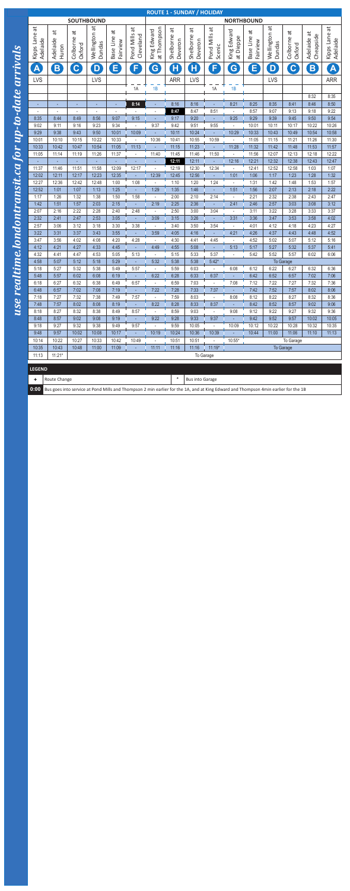# ROUTE 1 - SUNDAY / HOLIDAY

*use realtime.londontransit.ca for up-to-date arrivals*

| SOUTHBOUND | | | | | | | NORTHBOUND | | | | | | | | |
|---|---|---|---|---|---|---|---|---|---|---|---|---|---|---|---|
| Kipps Lane at Adelaide | Adelaide at Huron | Colborne at Oxford | Wellington at Dundas | Base Line at Fairview | Pond Mills at Cleveland | King Edward at Thompson | Shelborne at Deveron | Shelborne at Deveron | Pond Mills at Scenic | King Edward at Dieppe | Base Line at Fairview | Wellington at Dundas | Colborne at Oxford | Adelaide at Cheapside | Kipps Lane at Adelaide |
| A | B | C | D | E | F | G | H | H | F | G | E | D | C | B | A |
| LVS | | | LVS | | | | ARR | LVS | | | | LVS | | | ARR |
| | | | | | 1A | 1B | | | 1A | 1B | | | | | |
| | | | | | | | | | | | | | | 8:32 | 8:35 |
| - | - | - | - | - | 8:14 | - | 8:16 | 8:16 | - | 8:21 | 8:25 | 8:35 | 8:41 | 8:46 | 8:50 |
| - | - | - | - | - | - | - | 8:47 | 8:47 | 8:51 | - | 8:57 | 9:07 | 9:13 | 9:18 | 9:22 |
| 8:35 | 8:44 | 8:49 | 8:56 | 9:07 | 9:15 | - | 9:17 | 9:20 | - | 9:25 | 9:29 | 9:39 | 9:45 | 9:50 | 9:54 |
| 9:02 | 9:11 | 9:16 | 9:23 | 9:34 | - | 9:37 | 9:42 | 9:51 | 9:55 | - | 10:01 | 10:11 | 10:17 | 10:22 | 10:26 |
| 9:29 | 9:38 | 9:43 | 9:50 | 10:01 | 10:09 | - | 10:11 | 10:24 | - | 10:29 | 10:33 | 10:43 | 10:49 | 10:54 | 10:58 |
| 10:01 | 10:10 | 10:15 | 10:22 | 10:33 | - | 10:36 | 10:41 | 10:55 | 10:59 | - | 11:05 | 11:15 | 11:21 | 11:26 | 11:30 |
| 10:33 | 10:42 | 10:47 | 10:54 | 11:05 | 11:13 | - | 11:15 | 11:23 | - | 11:28 | 11:32 | 11:42 | 11:48 | 11:53 | 11:57 |
| 11:05 | 11:14 | 11:19 | 11:26 | 11:37 | - | 11:40 | 11:45 | 11:46 | 11:50 | - | 11:56 | 12:07 | 12:13 | 12:18 | 12:22 |
| - | - | - | - | - | - | - | 12:11 | 12:11 | - | 12:16 | 12:21 | 12:32 | 12:38 | 12:43 | 12:47 |
| 11:37 | 11:46 | 11:51 | 11:58 | 12:09 | 12:17 | - | 12:19 | 12:30 | 12:34 | - | 12:41 | 12:52 | 12:58 | 1:03 | 1:07 |
| 12:02 | 12:11 | 12:17 | 12:23 | 12:35 | - | 12:39 | 12:45 | 12:56 | - | 1:01 | 1:06 | 1:17 | 1:23 | 1:28 | 1:32 |
| 12:27 | 12:36 | 12:42 | 12:48 | 1:00 | 1:08 | - | 1:10 | 1:20 | 1:24 | - | 1:31 | 1:42 | 1:48 | 1:53 | 1:57 |
| 12:52 | 1:01 | 1:07 | 1:13 | 1:25 | - | 1:29 | 1:35 | 1:46 | - | 1:51 | 1:56 | 2:07 | 2:13 | 2:18 | 2:22 |
| 1:17 | 1:26 | 1:32 | 1:38 | 1:50 | 1:58 | - | 2:00 | 2:10 | 2:14 | - | 2:21 | 2:32 | 2:38 | 2:43 | 2:47 |
| 1:42 | 1:51 | 1:57 | 2:03 | 2:15 | - | 2:19 | 2:25 | 2:36 | - | 2:41 | 2:46 | 2:57 | 3:03 | 3:08 | 3:12 |
| 2:07 | 2:16 | 2:22 | 2:28 | 2:40 | 2:48 | - | 2:50 | 3:00 | 3:04 | - | 3:11 | 3:22 | 3:28 | 3:33 | 3:37 |
| 2:32 | 2:41 | 2:47 | 2:53 | 3:05 | - | 3:09 | 3:15 | 3:26 | - | 3:31 | 3:36 | 3:47 | 3:53 | 3:58 | 4:02 |
| 2:57 | 3:06 | 3:12 | 3:18 | 3:30 | 3:38 | - | 3:40 | 3:50 | 3:54 | - | 4:01 | 4:12 | 4:18 | 4:23 | 4:27 |
| 3:22 | 3:31 | 3:37 | 3:43 | 3:55 | - | 3:59 | 4:05 | 4:16 | - | 4:21 | 4:26 | 4:37 | 4:43 | 4:48 | 4:52 |
| 3:47 | 3:56 | 4:02 | 4:08 | 4:20 | 4:28 | - | 4:30 | 4:41 | 4:45 | - | 4:52 | 5:02 | 5:07 | 5:12 | 5:16 |
| 4:12 | 4:21 | 4:27 | 4:33 | 4:45 | - | 4:49 | 4:55 | 5:08 | - | 5:13 | 5:17 | 5:27 | 5:32 | 5:37 | 5:41 |
| 4:32 | 4:41 | 4:47 | 4:53 | 5:05 | 5:13 | - | 5:15 | 5:33 | 5:37 | - | 5:42 | 5:52 | 5:57 | 6:02 | 6:06 |
| 4:58 | 5:07 | 5:12 | 5:18 | 5:29 | - | 5:32 | 5:38 | 5:38 | 5:42* | To Garage | | | | | |
| 5:18 | 5:27 | 5:32 | 5:38 | 5:49 | 5:57 | - | 5:59 | 6:03 | - | 6:08 | 6:12 | 6:22 | 6:27 | 6:32 | 6:36 |
| 5:48 | 5:57 | 6:02 | 6:08 | 6:19 | - | 6:22 | 6:28 | 6:33 | 6:37 | - | 6:42 | 6:52 | 6:57 | 7:02 | 7:06 |
| 6:18 | 6:27 | 6:32 | 6:38 | 6:49 | 6:57 | - | 6:59 | 7:03 | - | 7:08 | 7:12 | 7:22 | 7:27 | 7:32 | 7:36 |
| 6:48 | 6:57 | 7:02 | 7:08 | 7:19 | - | 7:22 | 7:28 | 7:33 | 7:37 | - | 7:42 | 7:52 | 7:57 | 8:02 | 8:06 |
| 7:18 | 7:27 | 7:32 | 7:38 | 7:49 | 7:57 | - | 7:59 | 8:03 | - | 8:08 | 8:12 | 8:22 | 8:27 | 8:32 | 8:36 |
| 7:48 | 7:57 | 8:02 | 8:08 | 8:19 | - | 8:22 | 8:28 | 8:33 | 8:37 | - | 8:42 | 8:52 | 8:57 | 9:02 | 9:06 |
| 8:18 | 8:27 | 8:32 | 8:38 | 8:49 | 8:57 | - | 8:59 | 9:03 | - | 9:08 | 9:12 | 9:22 | 9:27 | 9:32 | 9:36 |
| 8:48 | 8:57 | 9:02 | 9:08 | 9:19 | - | 9:22 | 9:28 | 9:33 | 9:37 | - | 9:42 | 9:52 | 9:57 | 10:02 | 10:05 |
| 9:18 | 9:27 | 9:32 | 9:38 | 9:49 | 9:57 | - | 9:59 | 10:05 | - | 10:09 | 10:12 | 10:22 | 10:28 | 10:32 | 10:35 |
| 9:48 | 9:57 | 10:02 | 10:08 | 10:17 | - | 10:19 | 10:24 | 10:36 | 10:39 | - | 10:44 | 11:00 | 11:06 | 11:10 | 11:13 |
| 10:14 | 10:22 | 10:27 | 10:33 | 10:42 | 10:49 | - | 10:51 | 10:51 | - | 10:55* | To Garage | | | | |
| 10:35 | 10:43 | 10:48 | 11:00 | 11:09 | - | 11:11 | 11:16 | 11:16 | 11:19* | To Garage | | | | | |
| 11:13 | 11:21* | To Garage | | | | | | | | | | | | | |

**LEGEND**

| | |
|---|---|
| + | Route Change |
| * | Bus into Garage |
| 0:00 | Bus goes into service at Pond Mills and Thompson 2 min earlier for the 1A, and at King Edward and Thompson 4min earlier for the 1B |